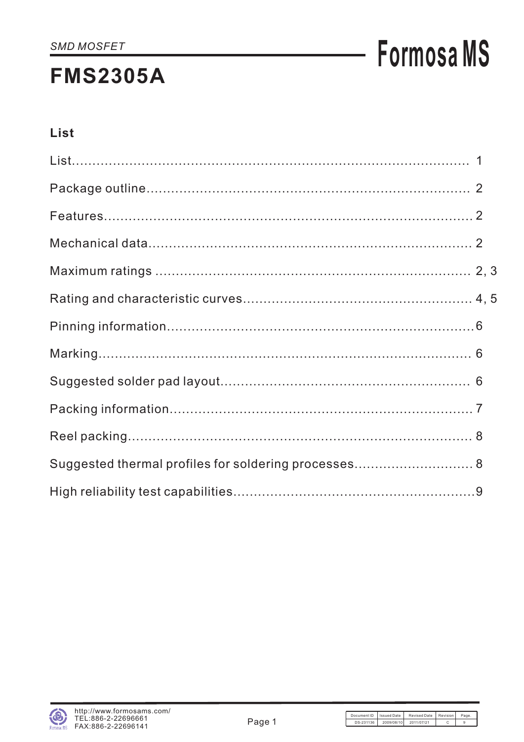SMD MOSFET

# FMS2305A

Formosa MS

## List

| | |
|---|---|
| List | 1 |
| Package outline | 2 |
| Features | 2 |
| Mechanical data | 2 |
| Maximum ratings | 2, 3 |
| Rating and characteristic curves | 4, 5 |
| Pinning information | 6 |
| Marking | 6 |
| Suggested solder pad layout | 6 |
| Packing information | 7 |
| Reel packing | 8 |
| Suggested thermal profiles for soldering processes | 8 |
| High reliability test capabilities | 9 |

http://www.formosams.com/
TEL:886-2-22696661
FAX:886-2-22696141

| Document ID | Issued Date | Revised Date | Revision | Page. |
|---|---|---|---|---|
| DS-231136 | 2009/08/10 | 2011/07/21 | C | 9 |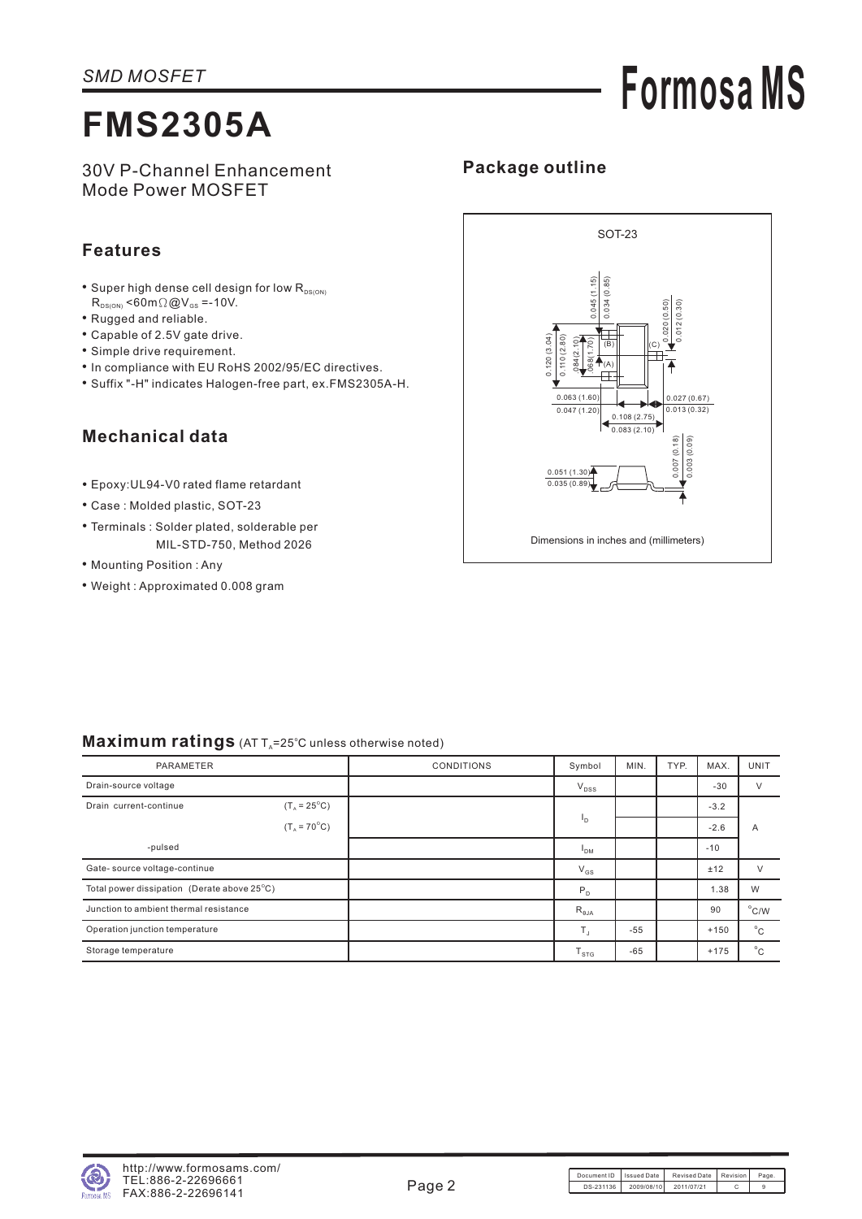*SMD MOSFET*

# FMS2305A

30V P-Channel Enhancement Mode Power MOSFET

## Features

- Super high dense cell design for low $R_{DS(ON)}$ $R_{DS(ON)}$ <60mΩ@$V_{GS}$ =-10V.
- Rugged and reliable.
- Capable of 2.5V gate drive.
- Simple drive requirement.
- In compliance with EU RoHS 2002/95/EC directives.
- Suffix "-H" indicates Halogen-free part, ex.FMS2305A-H.

## Mechanical data

- Epoxy:UL94-V0 rated flame retardant
- Case : Molded plastic, SOT-23
- Terminals : Solder plated, solderable per MIL-STD-750, Method 2026
- Mounting Position : Any
- Weight : Approximated 0.008 gram

## Package outline

SOT-23

0.045 (1.15)
0.034 (0.85)
0.020 (0.50)
0.012 (0.30)
0.120 (3.04)
0.110 (2.80)
.084(2.10)
.068(1.70)
(A) (B) (C)
0.063 (1.60)
0.047 (1.20)
0.027 (0.67)
0.013 (0.32)
0.108 (2.75)
0.083 (2.10)
0.007 (0.18)
0.003 (0.09)
0.051 (1.30)
0.035 (0.89)

Dimensions in inches and (millimeters)

## Maximum ratings (AT $T_A$=25°C unless otherwise noted)

| PARAMETER | | CONDITIONS | Symbol | MIN. | TYP. | MAX. | UNIT |
|---|---|---|---|---|---|---|---|
| Drain-source voltage | | | $V_{DSS}$ | | | -30 | V |
| Drain current-continue | ($T_A$ = 25°C) | | $I_D$ | | | -3.2 | A |
| | ($T_A$ = 70°C) | | | | | -2.6 | |
| -pulsed | | | $I_{DM}$ | | | -10 | |
| Gate- source voltage-continue | | | $V_{GS}$ | | | ±12 | V |
| Total power dissipation (Derate above 25°C) | | | $P_D$ | | | 1.38 | W |
| Junction to ambient thermal resistance | | | $R_{θJA}$ | | | 90 | °C/W |
| Operation junction temperature | | | $T_J$ | -55 | | +150 | °C |
| Storage temperature | | | $T_{STG}$ | -65 | | +175 | °C |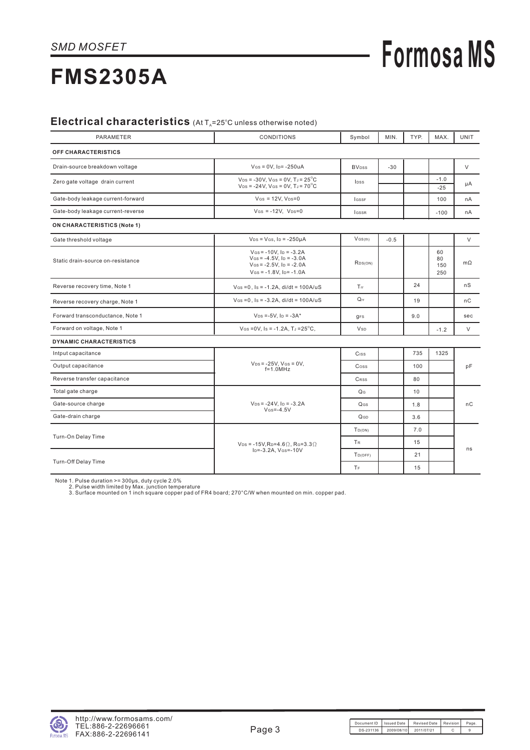SMD MOSFET

# FMS2305A

## Electrical characteristics (At $T_A$=25°C unless otherwise noted)

| PARAMETER | CONDITIONS | Symbol | MIN. | TYP. | MAX. | UNIT |
|---|---|---|---|---|---|---|
| **OFF CHARACTERISTICS** | | | | | | |
| Drain-source breakdown voltage | $V_{GS}$ = 0V, $I_D$= -250uA | $BV_{DSS}$ | -30 | | | V |
| Zero gate voltage drain current | $V_{DS}$ = -30V, $V_{GS}$ = 0V, $T_J$ = 25°C<br>$V_{DS}$ = -24V, $V_{GS}$ = 0V, $T_J$ = 70°C | $I_{DSS}$ | | | -1.0<br>-25 | μA |
| Gate-body leakage current-forward | $V_{GS}$ = 12V, $V_{DS}$=0 | $I_{GSSF}$ | | | 100 | nA |
| Gate-body leakage current-reverse | $V_{GS}$ = -12V, $V_{DS}$=0 | $I_{GSSR}$ | | | -100 | nA |
| **ON CHARACTERISTICS (Note 1)** | | | | | | |
| Gate threshold voltage | $V_{DS}$ = $V_{GS}$, $I_D$ = -250μA | $V_{GS(th)}$ | -0.5 | | | V |
| Static drain-source on-resistance | $V_{GS}$ = -10V, $I_D$ = -3.2A<br>$V_{GS}$ = -4.5V, $I_D$ = -3.0A<br>$V_{GS}$ = -2.5V, $I_D$ = -2.0A<br>$V_{GS}$ = -1.8V, $I_D$= -1.0A | $R_{DS(ON)}$ | | | 60<br>80<br>150<br>250 | mΩ |
| Reverse recovery time, Note 1 | $V_{GS}$ =0 , $I_S$ = -1.2A, di/dt = 100A/uS | $T_{rr}$ | | 24 | | nS |
| Reverse recovery charge, Note 1 | $V_{GS}$ =0 , $I_S$ = -3.2A, di/dt = 100A/uS | $Q_{rr}$ | | 19 | | nC |
| Forward transconductance, Note 1 | $V_{DS}$ =-5V, $I_D$ = -3A* | $g_{FS}$ | | 9.0 | | sec |
| Forward on voltage, Note 1 | $V_{GS}$ =0V, $I_S$ = -1.2A, $T_J$ =25°C, | $V_{SD}$ | | | -1.2 | V |
| **DYNAMIC CHARACTERISTICS** | | | | | | |
| Intput capacitance | $V_{DS}$ = -25V, $V_{GS}$ = 0V, f=1.0MHz | $C_{ISS}$ | | 735 | 1325 | pF |
| Output capacitance | | $C_{OSS}$ | | 100 | | |
| Reverse transfer capacitance | | $C_{RSS}$ | | 80 | | |
| Total gate charge | $V_{DS}$ = -24V, $I_D$ = -3.2A $V_{GS}$=-4.5V | $Q_G$ | | 10 | | nC |
| Gate-source charge | | $Q_{GS}$ | | 1.8 | | |
| Gate-drain charge | | $Q_{GD}$ | | 3.6 | | |
| Turn-On Delay Time | $V_{DS}$ = -15V, $R_D$=4.6Ω, $R_G$=3.3Ω $I_D$=-3.2A, $V_{GS}$=-10V | $T_{D(ON)}$ | | 7.0 | | ns |
| | | $T_R$ | | 15 | | |
| Turn-Off Delay Time | | $T_{D(OFF)}$ | | 21 | | |
| | | $T_F$ | | 15 | | |

Note 1. Pulse duration >= 300μs, duty cycle 2.0%
2. Pulse width limited by Max. junction temperature
3. Surface mounted on 1 inch square copper pad of FR4 board; 270°C/W when mounted on min. copper pad.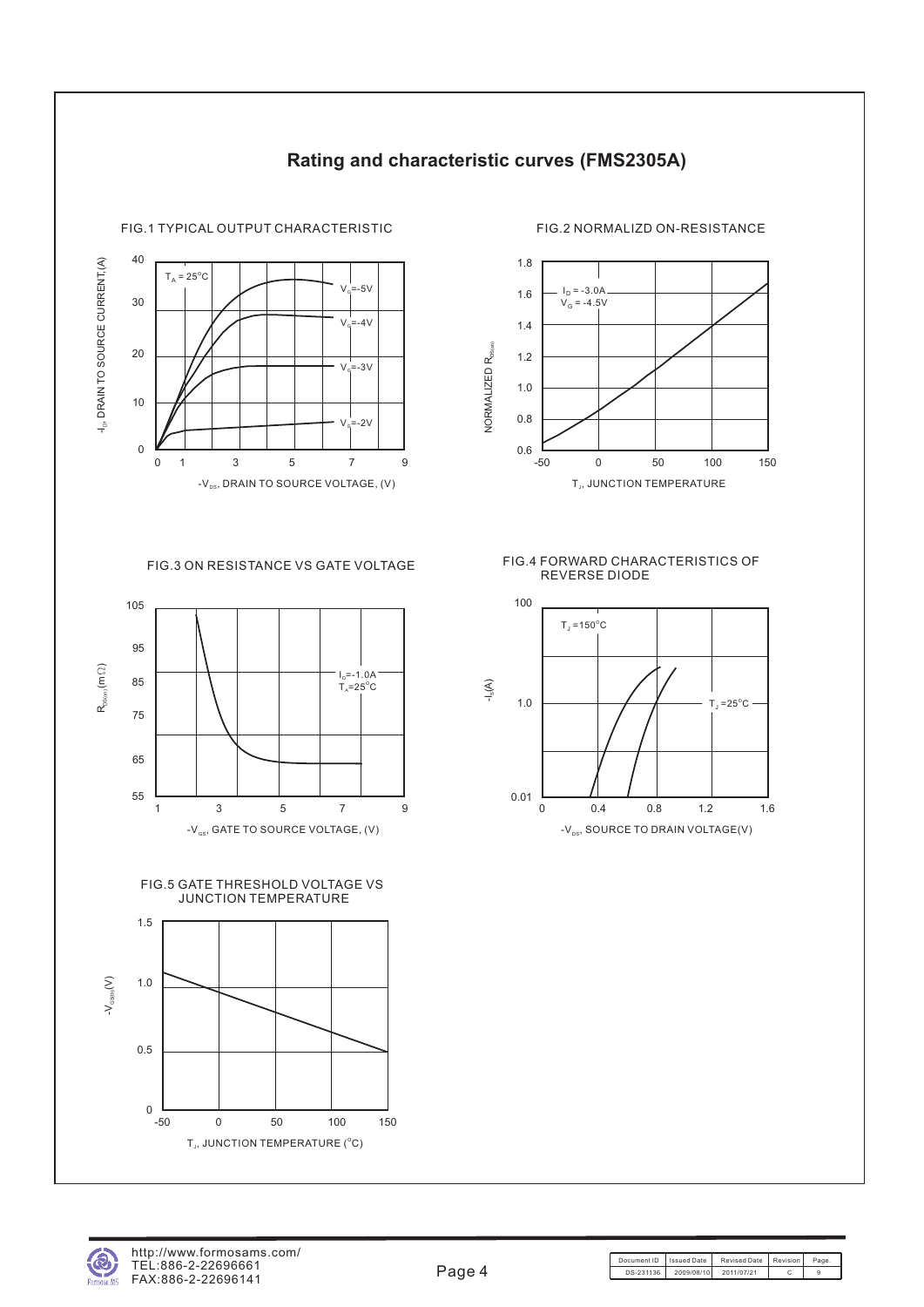# Rating and characteristic curves (FMS2305A)

FIG.1 TYPICAL OUTPUT CHARACTERISTIC

$T_A = 25°C$

$V_G$=-5V, $V_G$=-4V, $V_G$=-3V, $V_G$=-2V

$-I_D$, DRAIN TO SOURCE CURRENT,(A)

$-V_{DS}$, DRAIN TO SOURCE VOLTAGE, (V)

FIG.2 NORMALIZD ON-RESISTANCE

$I_D$ = -3.0A
$V_G$ = -4.5V

NORMALIZED $R_{DS(on)}$

$T_J$, JUNCTION TEMPERATURE

FIG.3 ON RESISTANCE VS GATE VOLTAGE

$I_D$=-1.0A
$T_A$=25°C

$R_{DS(on)}$(mΩ)

$-V_{GS}$, GATE TO SOURCE VOLTAGE, (V)

FIG.4 FORWARD CHARACTERISTICS OF REVERSE DIODE

$T_J$ =150°C

$T_J$ =25°C

$-I_S$(A)

$-V_{DS}$, SOURCE TO DRAIN VOLTAGE(V)

FIG.5 GATE THRESHOLD VOLTAGE VS JUNCTION TEMPERATURE

$-V_{GS(th)}$(V)

$T_J$, JUNCTION TEMPERATURE (°C)

http://www.formosams.com/
TEL:886-2-22696661
FAX:886-2-22696141

| Document ID | Issued Date | Revised Date | Revision | Page. |
|---|---|---|---|---|
| DS-231136 | 2009/08/10 | 2011/07/21 | C | 9 |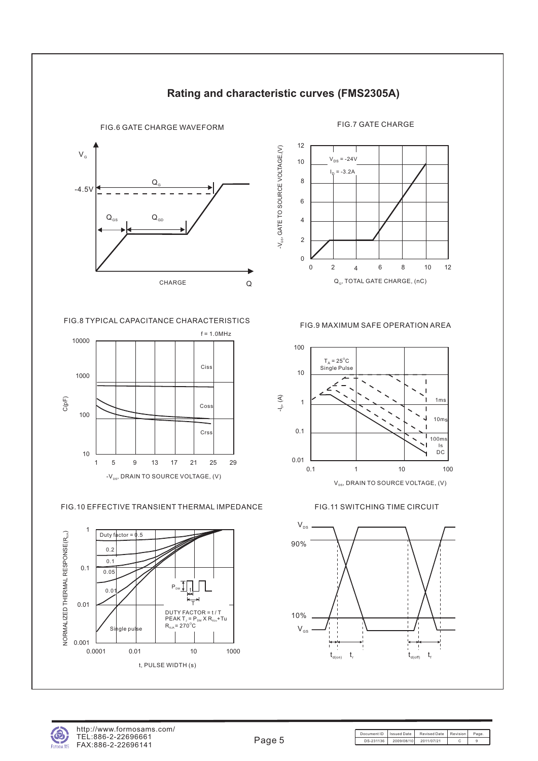# Rating and characteristic curves (FMS2305A)

FIG.6 GATE CHARGE WAVEFORM

$V_G$

-4.5V

$Q_G$

$Q_{GS}$

$Q_{GD}$

CHARGE

Q

FIG.7 GATE CHARGE

$V_{DS}$ = -24V

$I_D$ = -3.2A

$-V_{GS}$, GATE TO SOURCE VOLTAGE,(V)

$Q_G$, TOTAL GATE CHARGE, (nC)

FIG.8 TYPICAL CAPACITANCE CHARACTERISTICS

f = 1.0MHz

Ciss

Coss

Crss

C(pF)

$-V_{DS}$, DRAIN TO SOURCE VOLTAGE, (V)

FIG.9 MAXIMUM SAFE OPERATION AREA

$T_A$ = 25°C

Single Pulse

1ms

10ms

100ms

Is

DC

$-I_D$ (A)

$V_{DS}$, DRAIN TO SOURCE VOLTAGE, (V)

FIG.10 EFFECTIVE TRANSIENT THERMAL IMPEDANCE

Duty factor = 0.5

0.2

0.1

0.05

0.01

Single pulse

$P_{DM}$

t

T

DUTY FACTOR = t / T

PEAK $T_J$ = $P_{DM}$ X $R_{\theta JA}$+Tu

$R_{\theta JA}$ = 270°C

NORMALIZED THERMAL RESPONSE($R_{\theta JA}$)

t, PULSE WIDTH (s)

FIG.11 SWITCHING TIME CIRCUIT

$V_{DS}$

90%

10%

$V_{GS}$

$t_{d(on)}$ $t_r$ $t_{d(off)}$ $t_f$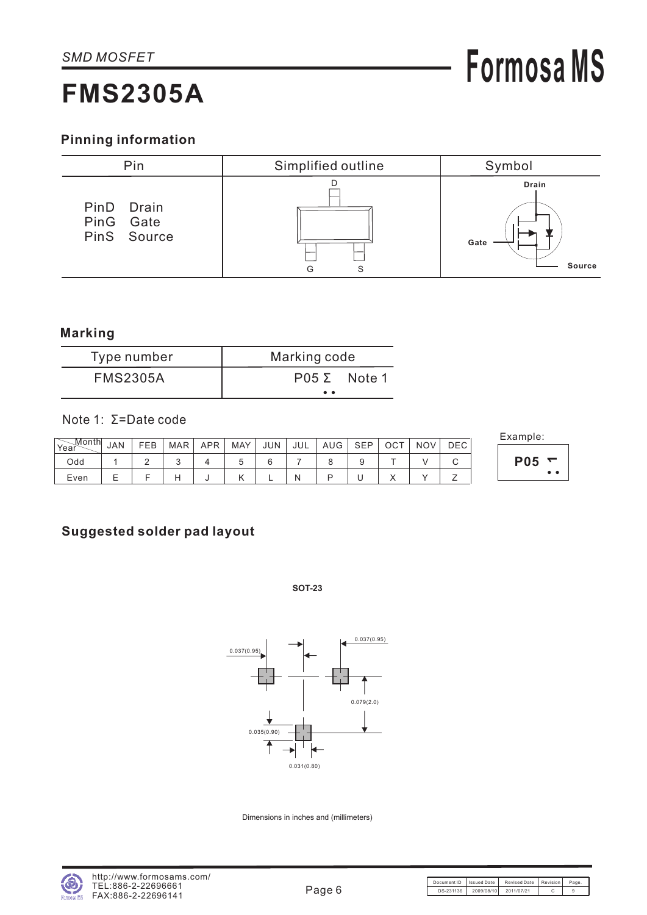SMD MOSFET

# FMS2305A

## Pinning information

| Pin | Simplified outline | Symbol |
|---|---|---|
| PinD Drain<br>PinG Gate<br>PinS Source | D<br>G S | Drain<br>Gate<br>Source |

## Marking

| Type number | Marking code |
|---|---|
| FMS2305A | P05 Σ Note 1 |

Note 1: Σ=Date code

| Year \ Month | JAN | FEB | MAR | APR | MAY | JUN | JUL | AUG | SEP | OCT | NOV | DEC |
|---|---|---|---|---|---|---|---|---|---|---|---|---|
| Odd | 1 | 2 | 3 | 4 | 5 | 6 | 7 | 8 | 9 | T | V | C |
| Even | E | F | H | J | K | L | N | P | U | X | Y | Z |

Example:

P05

## Suggested solder pad layout

SOT-23

0.037(0.95) 0.037(0.95)

0.079(2.0)

0.035(0.90)

0.031(0.80)

Dimensions in inches and (millimeters)

http://www.formosams.com/
TEL:886-2-22696661
FAX:886-2-22696141

| Document ID | Issued Date | Revised Date | Revision | Page. |
|---|---|---|---|---|
| DS-231136 | 2009/08/10 | 2011/07/21 | C | 9 |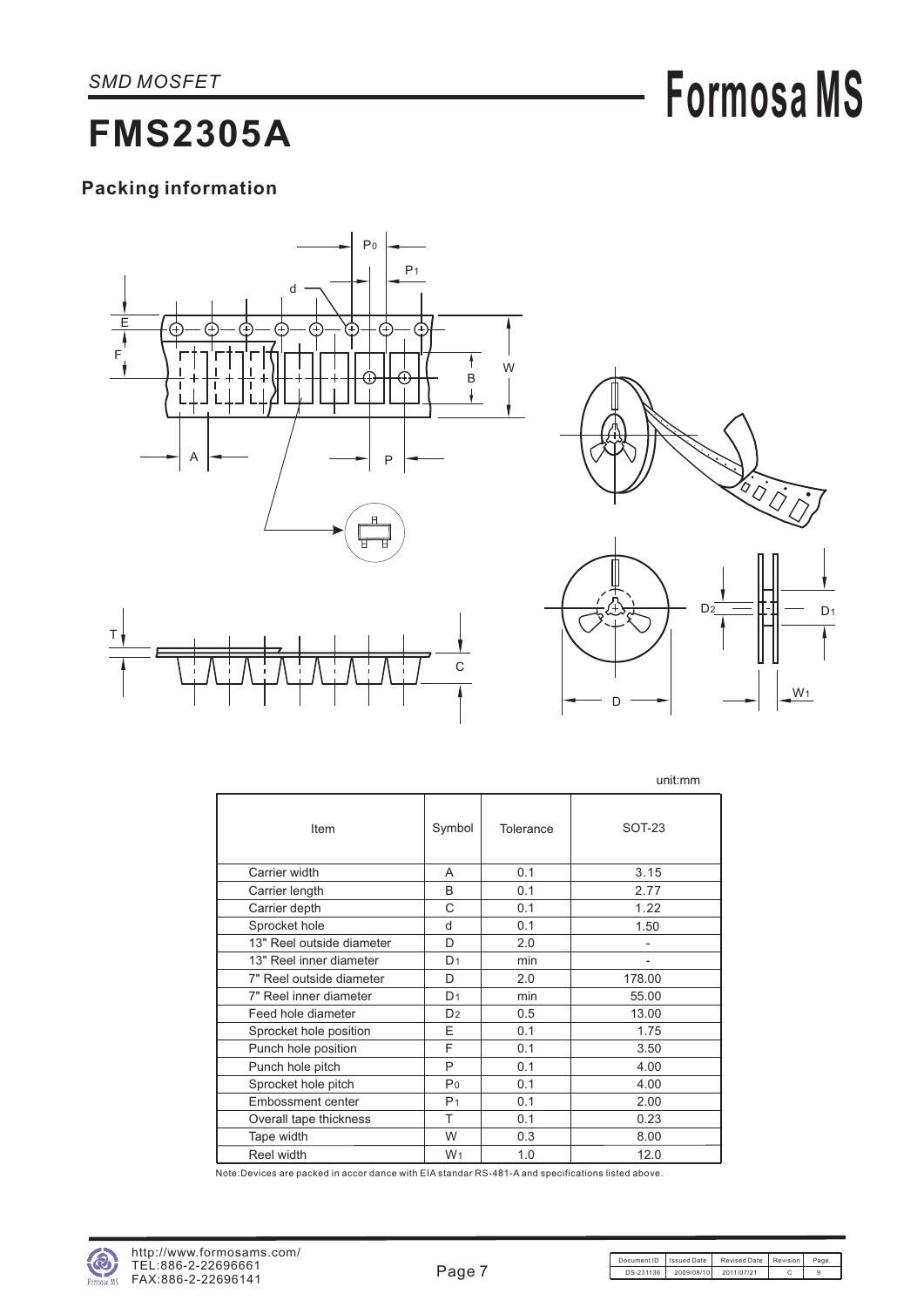*SMD MOSFET*

# FMS2305A

## Packing information

unit:mm

| Item | Symbol | Tolerance | SOT-23 |
|---|---|---|---|
| Carrier width | A | 0.1 | 3.15 |
| Carrier length | B | 0.1 | 2.77 |
| Carrier depth | C | 0.1 | 1.22 |
| Sprocket hole | d | 0.1 | 1.50 |
| 13" Reel outside diameter | D | 2.0 | - |
| 13" Reel inner diameter | $D_1$ | min | - |
| 7" Reel outside diameter | D | 2.0 | 178.00 |
| 7" Reel inner diameter | $D_1$ | min | 55.00 |
| Feed hole diameter | $D_2$ | 0.5 | 13.00 |
| Sprocket hole position | E | 0.1 | 1.75 |
| Punch hole position | F | 0.1 | 3.50 |
| Punch hole pitch | P | 0.1 | 4.00 |
| Sprocket hole pitch | $P_0$ | 0.1 | 4.00 |
| Embossment center | $P_1$ | 0.1 | 2.00 |
| Overall tape thickness | T | 0.1 | 0.23 |
| Tape width | W | 0.3 | 8.00 |
| Reel width | $W_1$ | 1.0 | 12.0 |

Note:Devices are packed in accor dance with EIA standar RS-481-A and specifications listed above.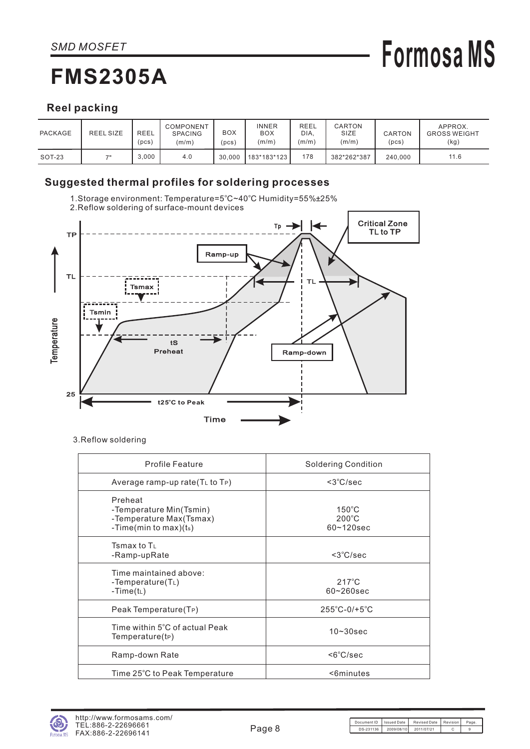SMD MOSFET

# FMS2305A

## Reel packing

| PACKAGE | REEL SIZE | REEL (pcs) | COMPONENT SPACING (m/m) | BOX (pcs) | INNER BOX (m/m) | REEL DIA, (m/m) | CARTON SIZE (m/m) | CARTON (pcs) | APPROX. GROSS WEIGHT (kg) |
|---|---|---|---|---|---|---|---|---|---|
| SOT-23 | 7" | 3,000 | 4.0 | 30,000 | 183*183*123 | 178 | 382*262*387 | 240,000 | 11.6 |

## Suggested thermal profiles for soldering processes

1.Storage environment: Temperature=5°C~40°C Humidity=55%±25%
2.Reflow soldering of surface-mount devices

3.Reflow soldering

| Profile Feature | Soldering Condition |
|---|---|
| Average ramp-up rate($T_L$ to $T_P$) | <3°C/sec |
| Preheat<br>-Temperature Min(Tsmin)<br>-Temperature Max(Tsmax)<br>-Time(min to max)($t_s$) | <br>150°C<br>200°C<br>60~120sec |
| Tsmax to $T_L$<br>-Ramp-upRate | <3°C/sec |
| Time maintained above:<br>-Temperature($T_L$)<br>-Time($t_L$) | <br>217°C<br>60~260sec |
| Peak Temperature($T_P$) | 255°C-0/+5°C |
| Time within 5°C of actual Peak Temperature($t_P$) | 10~30sec |
| Ramp-down Rate | <6°C/sec |
| Time 25°C to Peak Temperature | <6minutes |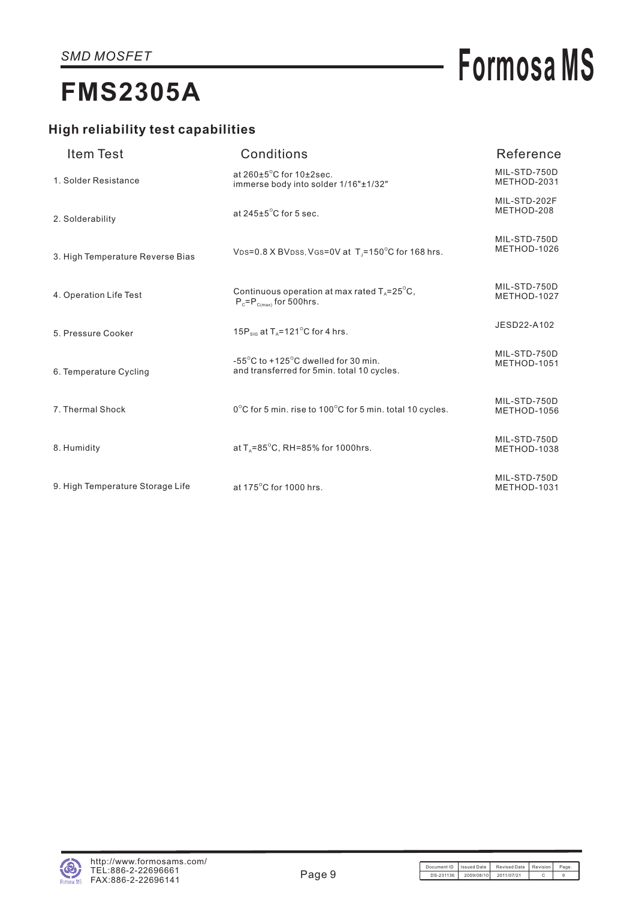*SMD MOSFET*

# FMS2305A

## High reliability test capabilities

| Item Test | Conditions | Reference |
|---|---|---|
| 1. Solder Resistance | at 260±5°C for 10±2sec. immerse body into solder 1/16"±1/32" | MIL-STD-750D METHOD-2031 |
| 2. Solderability | at 245±5°C for 5 sec. | MIL-STD-202F METHOD-208 |
| 3. High Temperature Reverse Bias | $V_{DS}$=0.8 X $BV_{DSS}$, $V_{GS}$=0V at $T_J$=150°C for 168 hrs. | MIL-STD-750D METHOD-1026 |
| 4. Operation Life Test | Continuous operation at max rated $T_A$=25°C, $P_C$=$P_{C(max)}$ for 500hrs. | MIL-STD-750D METHOD-1027 |
| 5. Pressure Cooker | 15$P_{SIG}$ at $T_A$=121°C for 4 hrs. | JESD22-A102 |
| 6. Temperature Cycling | -55°C to +125°C dwelled for 30 min. and transferred for 5min. total 10 cycles. | MIL-STD-750D METHOD-1051 |
| 7. Thermal Shock | 0°C for 5 min. rise to 100°C for 5 min. total 10 cycles. | MIL-STD-750D METHOD-1056 |
| 8. Humidity | at $T_A$=85°C, RH=85% for 1000hrs. | MIL-STD-750D METHOD-1038 |
| 9. High Temperature Storage Life | at 175°C for 1000 hrs. | MIL-STD-750D METHOD-1031 |